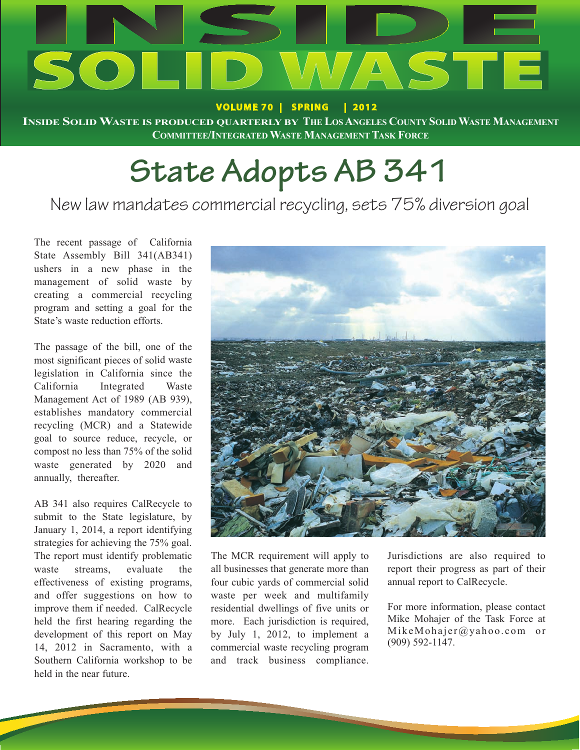# INSIDE SOLID WASTE

**VOLUME 70 | SPRING | 2012**

**INSIDE SOLID WASTE IS PRODUCED QUARTERLY BY THE LOS ANGELES COUNTY SOLID WASTE MANAGEMENT COMMITTEE/INTEGRATED WASTE MANAGEMENT TASK FORCE**

# State Adopts AB 341

## New law mandates commercial recycling, sets 75% diversion goal

The recent passage of California State Assembly Bill 341(AB341) ushers in a new phase in the management of solid waste by creating a commercial recycling program and setting a goal for the State's waste reduction efforts.

The passage of the bill, one of the most significant pieces of solid waste legislation in California since the California Integrated Waste Management Act of 1989 (AB 939), establishes mandatory commercial recycling (MCR) and a Statewide goal to source reduce, recycle, or compost no less than 75% of the solid waste generated by 2020 and annually, thereafter.

AB 341 also requires CalRecycle to submit to the State legislature, by January 1, 2014, a report identifying strategies for achieving the 75% goal. The report must identify problematic waste streams, evaluate the effectiveness of existing programs, and offer suggestions on how to improve them if needed. CalRecycle held the first hearing regarding the development of this report on May 14, 2012 in Sacramento, with a Southern California workshop to be held in the near future.

The MCR requirement will apply to all businesses that generate more than four cubic yards of commercial solid waste per week and multifamily residential dwellings of five units or more. Each jurisdiction is required, by July 1, 2012, to implement a commercial waste recycling program and track business compliance. Jurisdictions are also required to report their progress as part of their annual report to CalRecycle.

For more information, please contact Mike Mohajer of the Task Force at MikeMohajer@yahoo.com or (909) 592-1147.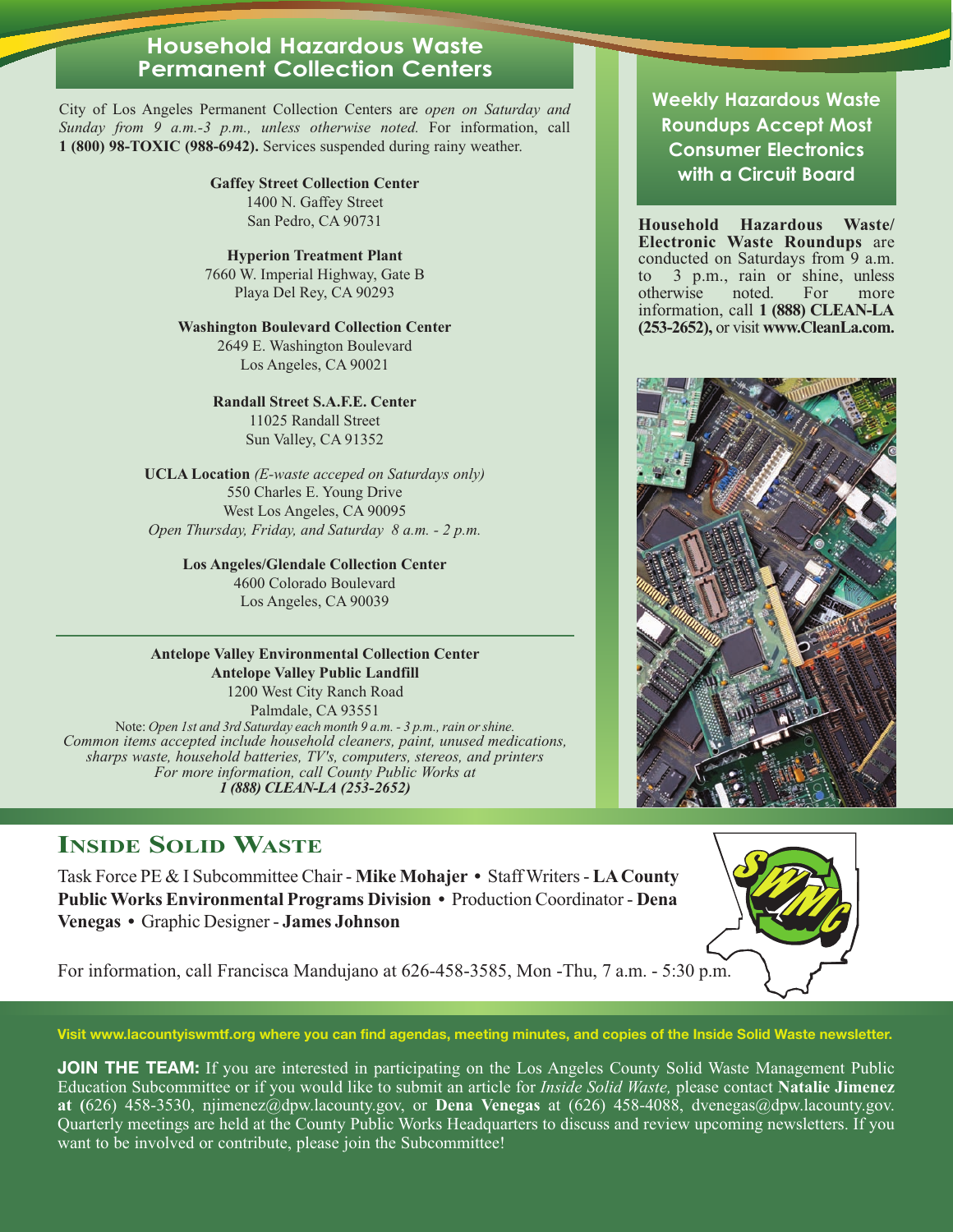## Household Hazardous Waste Permanent Collection Centers

City of Los Angeles Permanent Collection Centers are *open on Saturday and Sunday from 9 a.m.-3 p.m., unless otherwise noted.* For information, call **1 (800) 98-TOXIC (988-6942).** Services suspended during rainy weather.

**Gaffey Street Collection Center**
1400 N. Gaffey Street
San Pedro, CA 90731

**Hyperion Treatment Plant**
7660 W. Imperial Highway, Gate B
Playa Del Rey, CA 90293

**Washington Boulevard Collection Center**
2649 E. Washington Boulevard
Los Angeles, CA 90021

**Randall Street S.A.F.E. Center**
11025 Randall Street
Sun Valley, CA 91352

**UCLA Location** *(E-waste acceped on Saturdays only)*
550 Charles E. Young Drive
West Los Angeles, CA 90095
*Open Thursday, Friday, and Saturday 8 a.m. - 2 p.m.*

**Los Angeles/Glendale Collection Center**
4600 Colorado Boulevard
Los Angeles, CA 90039

---

**Antelope Valley Environmental Collection Center**
**Antelope Valley Public Landfill**
1200 West City Ranch Road
Palmdale, CA 93551
Note: *Open 1st and 3rd Saturday each month 9 a.m. - 3 p.m., rain or shine.*
*Common items accepted include household cleaners, paint, unused medications, sharps waste, household batteries, TV's, computers, stereos, and printers*
*For more information, call County Public Works at*
***1 (888) CLEAN-LA (253-2652)***

## Weekly Hazardous Waste Roundups Accept Most Consumer Electronics with a Circuit Board

**Household Hazardous Waste/ Electronic Waste Roundups** are conducted on Saturdays from 9 a.m. to 3 p.m., rain or shine, unless otherwise noted. For more information, call **1 (888) CLEAN-LA (253-2652),** or visit **www.CleanLa.com.**

## INSIDE SOLID WASTE

Task Force PE & I Subcommittee Chair - **Mike Mohajer** • Staff Writers - **LA County Public Works Environmental Programs Division** • Production Coordinator - **Dena Venegas** • Graphic Designer - **James Johnson**

For information, call Francisca Mandujano at 626-458-3585, Mon -Thu, 7 a.m. - 5:30 p.m.

**Visit www.lacountyiswmtf.org where you can find agendas, meeting minutes, and copies of the Inside Solid Waste newsletter.**

**JOIN THE TEAM:** If you are interested in participating on the Los Angeles County Solid Waste Management Public Education Subcommittee or if you would like to submit an article for *Inside Solid Waste,* please contact **Natalie Jimenez at (**626) 458-3530, njimenez@dpw.lacounty.gov, or **Dena Venegas** at (626) 458-4088, dvenegas@dpw.lacounty.gov. Quarterly meetings are held at the County Public Works Headquarters to discuss and review upcoming newsletters. If you want to be involved or contribute, please join the Subcommittee!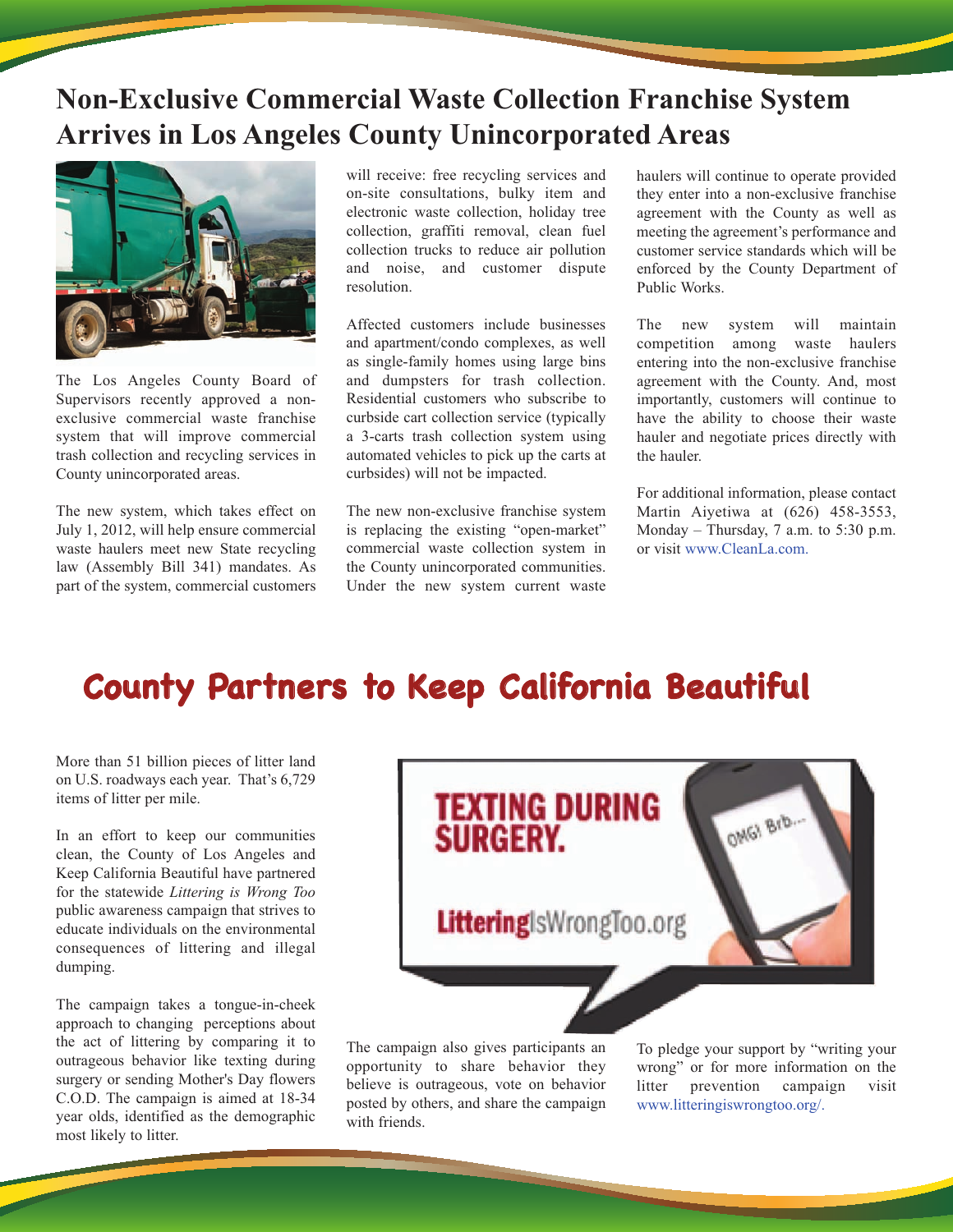# Non-Exclusive Commercial Waste Collection Franchise System Arrives in Los Angeles County Unincorporated Areas

The Los Angeles County Board of Supervisors recently approved a non-exclusive commercial waste franchise system that will improve commercial trash collection and recycling services in County unincorporated areas.

The new system, which takes effect on July 1, 2012, will help ensure commercial waste haulers meet new State recycling law (Assembly Bill 341) mandates. As part of the system, commercial customers will receive: free recycling services and on-site consultations, bulky item and electronic waste collection, holiday tree collection, graffiti removal, clean fuel collection trucks to reduce air pollution and noise, and customer dispute resolution.

Affected customers include businesses and apartment/condo complexes, as well as single-family homes using large bins and dumpsters for trash collection. Residential customers who subscribe to curbside cart collection service (typically a 3-carts trash collection system using automated vehicles to pick up the carts at curbsides) will not be impacted.

The new non-exclusive franchise system is replacing the existing "open-market" commercial waste collection system in the County unincorporated communities. Under the new system current waste haulers will continue to operate provided they enter into a non-exclusive franchise agreement with the County as well as meeting the agreement's performance and customer service standards which will be enforced by the County Department of Public Works.

The new system will maintain competition among waste haulers entering into the non-exclusive franchise agreement with the County. And, most importantly, customers will continue to have the ability to choose their waste hauler and negotiate prices directly with the hauler.

For additional information, please contact Martin Aiyetiwa at (626) 458-3553, Monday – Thursday, 7 a.m. to 5:30 p.m. or visit www.CleanLa.com.

# County Partners to Keep California Beautiful

More than 51 billion pieces of litter land on U.S. roadways each year. That's 6,729 items of litter per mile.

In an effort to keep our communities clean, the County of Los Angeles and Keep California Beautiful have partnered for the statewide *Littering is Wrong Too* public awareness campaign that strives to educate individuals on the environmental consequences of littering and illegal dumping.

The campaign takes a tongue-in-cheek approach to changing perceptions about the act of littering by comparing it to outrageous behavior like texting during surgery or sending Mother's Day flowers C.O.D. The campaign is aimed at 18-34 year olds, identified as the demographic most likely to litter.

TEXTING DURING SURGERY.

LitteringIsWrongToo.org

The campaign also gives participants an opportunity to share behavior they believe is outrageous, vote on behavior posted by others, and share the campaign with friends.

To pledge your support by "writing your wrong" or for more information on the litter prevention campaign visit www.litteringiswrongtoo.org/.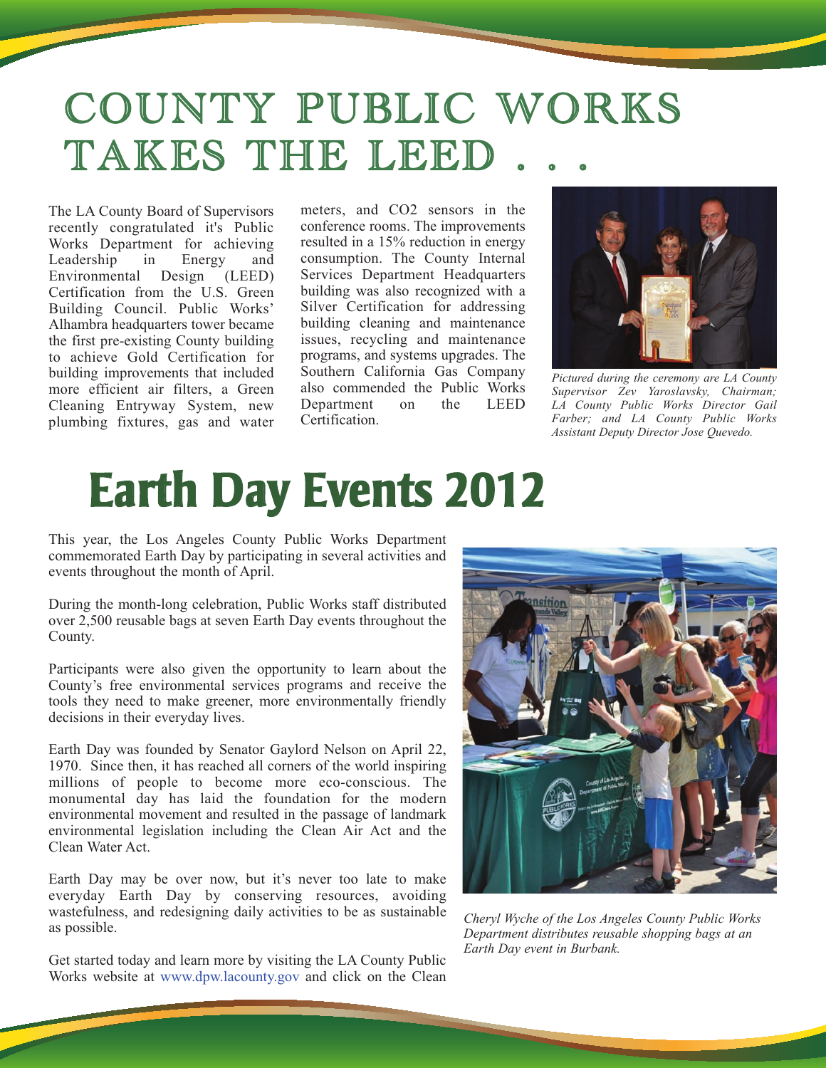# COUNTY PUBLIC WORKS TAKES THE LEED . . .

The LA County Board of Supervisors recently congratulated it's Public Works Department for achieving Leadership in Energy and Environmental Design (LEED) Certification from the U.S. Green Building Council. Public Works' Alhambra headquarters tower became the first pre-existing County building to achieve Gold Certification for building improvements that included more efficient air filters, a Green Cleaning Entryway System, new plumbing fixtures, gas and water meters, and CO2 sensors in the conference rooms. The improvements resulted in a 15% reduction in energy consumption. The County Internal Services Department Headquarters building was also recognized with a Silver Certification for addressing building cleaning and maintenance issues, recycling and maintenance programs, and systems upgrades. The Southern California Gas Company also commended the Public Works Department on the LEED Certification.

*Pictured during the ceremony are LA County Supervisor Zev Yaroslavsky, Chairman; LA County Public Works Director Gail Farber; and LA County Public Works Assistant Deputy Director Jose Quevedo.*

# Earth Day Events 2012

This year, the Los Angeles County Public Works Department commemorated Earth Day by participating in several activities and events throughout the month of April.

During the month-long celebration, Public Works staff distributed over 2,500 reusable bags at seven Earth Day events throughout the County.

Participants were also given the opportunity to learn about the County's free environmental services programs and receive the tools they need to make greener, more environmentally friendly decisions in their everyday lives.

Earth Day was founded by Senator Gaylord Nelson on April 22, 1970. Since then, it has reached all corners of the world inspiring millions of people to become more eco-conscious. The monumental day has laid the foundation for the modern environmental movement and resulted in the passage of landmark environmental legislation including the Clean Air Act and the Clean Water Act.

Earth Day may be over now, but it's never too late to make everyday Earth Day by conserving resources, avoiding wastefulness, and redesigning daily activities to be as sustainable as possible.

Get started today and learn more by visiting the LA County Public Works website at www.dpw.lacounty.gov and click on the Clean

*Cheryl Wyche of the Los Angeles County Public Works Department distributes reusable shopping bags at an Earth Day event in Burbank.*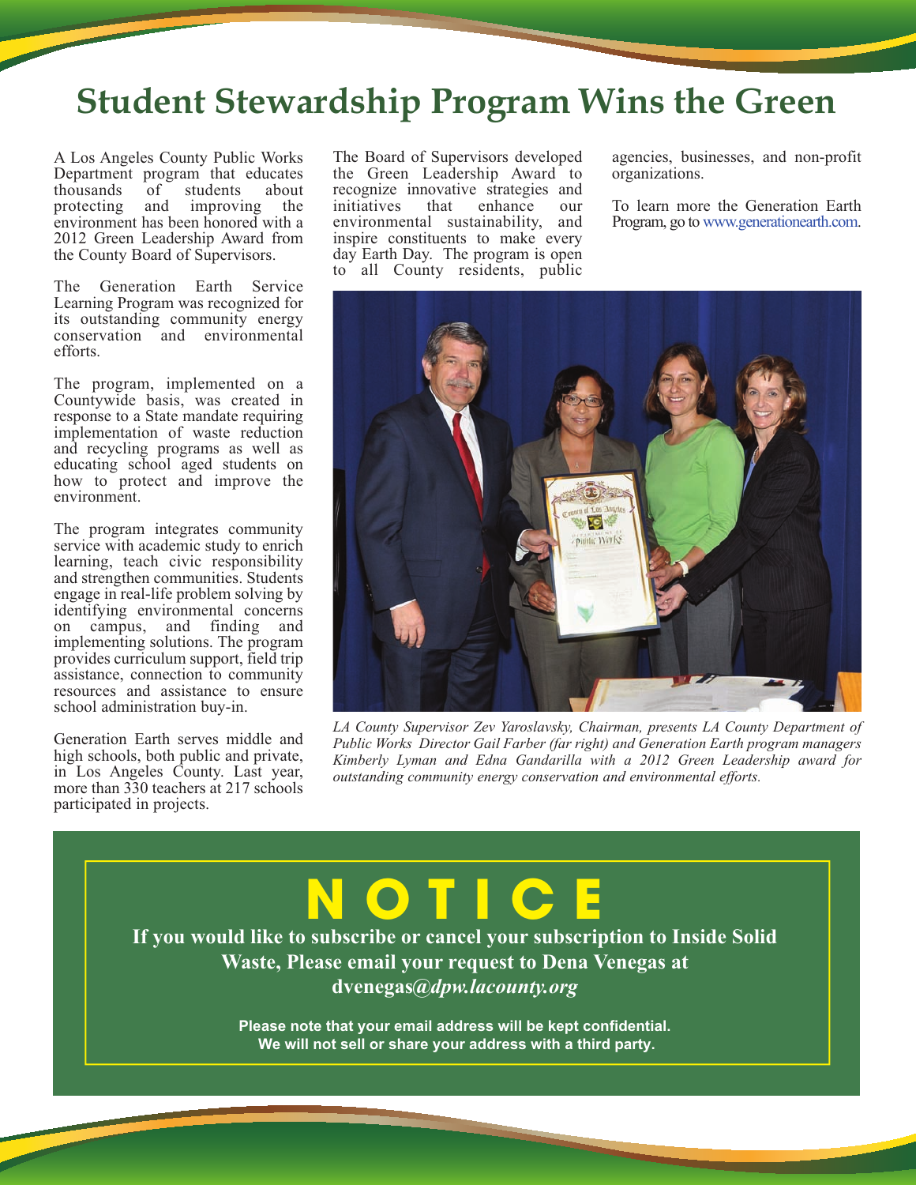# Student Stewardship Program Wins the Green

A Los Angeles County Public Works Department program that educates thousands of students about protecting and improving the environment has been honored with a 2012 Green Leadership Award from the County Board of Supervisors.

The Generation Earth Service Learning Program was recognized for its outstanding community energy conservation and environmental efforts.

The program, implemented on a Countywide basis, was created in response to a State mandate requiring implementation of waste reduction and recycling programs as well as educating school aged students on how to protect and improve the environment.

The program integrates community service with academic study to enrich learning, teach civic responsibility and strengthen communities. Students engage in real-life problem solving by identifying environmental concerns on campus, and finding and implementing solutions. The program provides curriculum support, field trip assistance, connection to community resources and assistance to ensure school administration buy-in.

Generation Earth serves middle and high schools, both public and private, in Los Angeles County. Last year, more than 330 teachers at 217 schools participated in projects.

The Board of Supervisors developed the Green Leadership Award to recognize innovative strategies and initiatives that enhance our environmental sustainability, and inspire constituents to make every day Earth Day. The program is open to all County residents, public agencies, businesses, and non-profit organizations.

To learn more the Generation Earth Program, go to www.generationearth.com.

*LA County Supervisor Zev Yaroslavsky, Chairman, presents LA County Department of Public Works Director Gail Farber (far right) and Generation Earth program managers Kimberly Lyman and Edna Gandarilla with a 2012 Green Leadership award for outstanding community energy conservation and environmental efforts.*

## NOTICE

**If you would like to subscribe or cancel your subscription to Inside Solid Waste, Please email your request to Dena Venegas at dvenegas@*dpw.lacounty.org***

**Please note that your email address will be kept confidential. We will not sell or share your address with a third party.**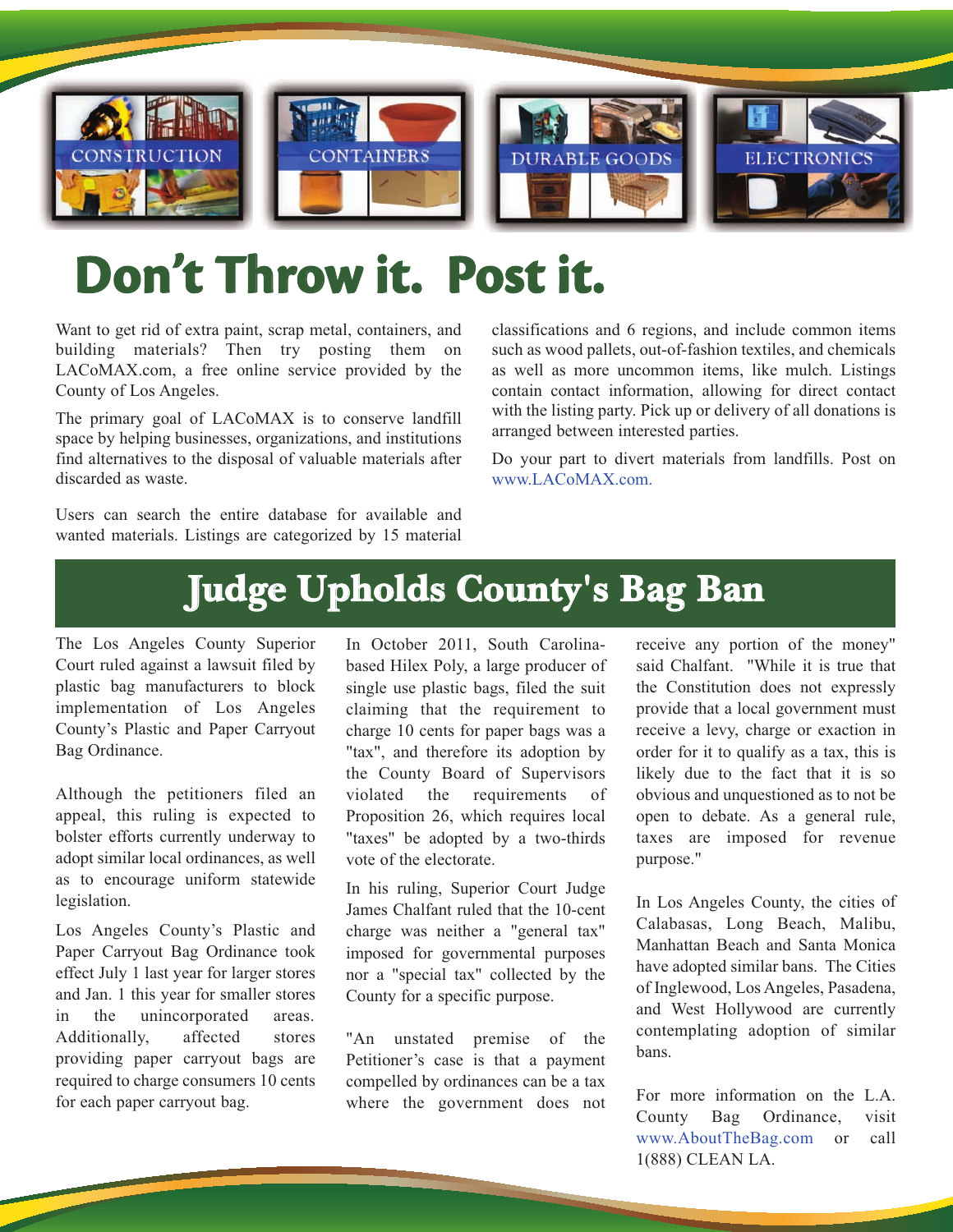CONSTRUCTION CONTAINERS DURABLE GOODS ELECTRONICS

# Don't Throw it. Post it.

Want to get rid of extra paint, scrap metal, containers, and building materials? Then try posting them on LACoMAX.com, a free online service provided by the County of Los Angeles.

The primary goal of LACoMAX is to conserve landfill space by helping businesses, organizations, and institutions find alternatives to the disposal of valuable materials after discarded as waste.

Users can search the entire database for available and wanted materials. Listings are categorized by 15 material classifications and 6 regions, and include common items such as wood pallets, out-of-fashion textiles, and chemicals as well as more uncommon items, like mulch. Listings contain contact information, allowing for direct contact with the listing party. Pick up or delivery of all donations is arranged between interested parties.

Do your part to divert materials from landfills. Post on www.LACoMAX.com.

# Judge Upholds County's Bag Ban

The Los Angeles County Superior Court ruled against a lawsuit filed by plastic bag manufacturers to block implementation of Los Angeles County's Plastic and Paper Carryout Bag Ordinance.

Although the petitioners filed an appeal, this ruling is expected to bolster efforts currently underway to adopt similar local ordinances, as well as to encourage uniform statewide legislation.

Los Angeles County's Plastic and Paper Carryout Bag Ordinance took effect July 1 last year for larger stores and Jan. 1 this year for smaller stores in the unincorporated areas. Additionally, affected stores providing paper carryout bags are required to charge consumers 10 cents for each paper carryout bag.

In October 2011, South Carolina-based Hilex Poly, a large producer of single use plastic bags, filed the suit claiming that the requirement to charge 10 cents for paper bags was a "tax", and therefore its adoption by the County Board of Supervisors violated the requirements of Proposition 26, which requires local "taxes" be adopted by a two-thirds vote of the electorate.

In his ruling, Superior Court Judge James Chalfant ruled that the 10-cent charge was neither a "general tax" imposed for governmental purposes nor a "special tax" collected by the County for a specific purpose.

"An unstated premise of the Petitioner's case is that a payment compelled by ordinances can be a tax where the government does not receive any portion of the money" said Chalfant. "While it is true that the Constitution does not expressly provide that a local government must receive a levy, charge or exaction in order for it to qualify as a tax, this is likely due to the fact that it is so obvious and unquestioned as to not be open to debate. As a general rule, taxes are imposed for revenue purpose."

In Los Angeles County, the cities of Calabasas, Long Beach, Malibu, Manhattan Beach and Santa Monica have adopted similar bans. The Cities of Inglewood, Los Angeles, Pasadena, and West Hollywood are currently contemplating adoption of similar bans.

For more information on the L.A. County Bag Ordinance, visit www.AboutTheBag.com or call 1(888) CLEAN LA.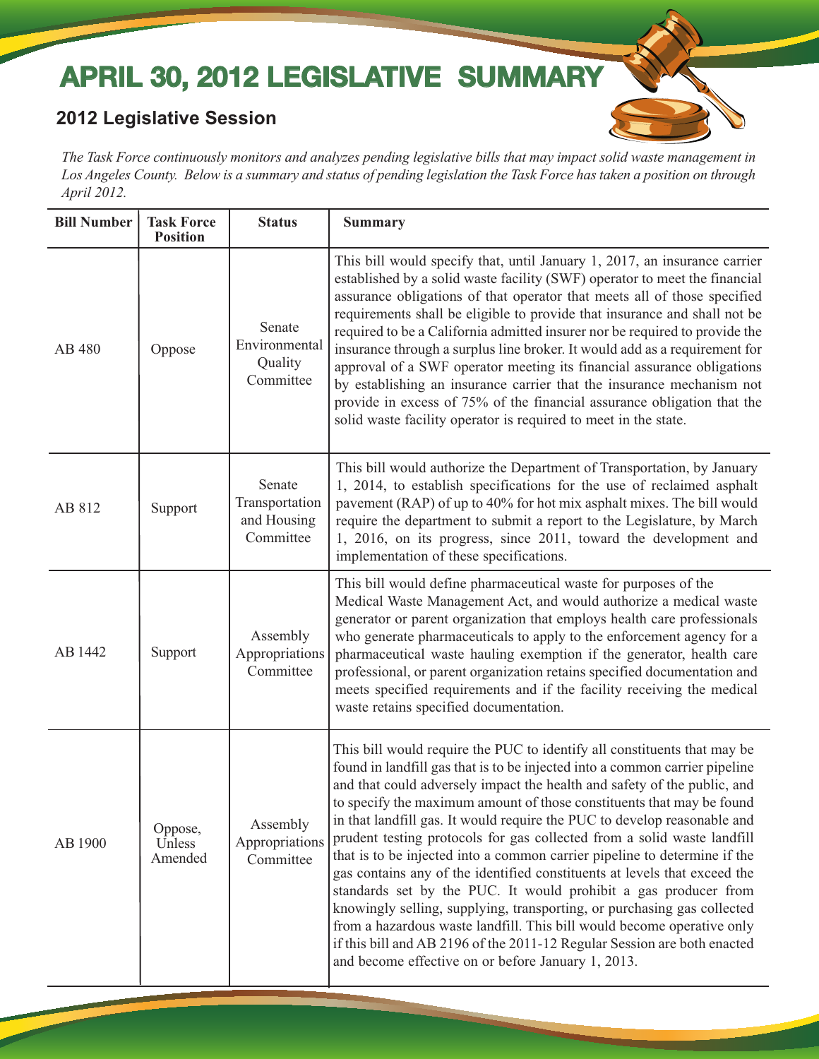# APRIL 30, 2012 LEGISLATIVE SUMMARY

## 2012 Legislative Session

*The Task Force continuously monitors and analyzes pending legislative bills that may impact solid waste management in Los Angeles County. Below is a summary and status of pending legislation the Task Force has taken a position on through April 2012.*

| Bill Number | Task Force Position | Status | Summary |
|---|---|---|---|
| AB 480 | Oppose | Senate Environmental Quality Committee | This bill would specify that, until January 1, 2017, an insurance carrier established by a solid waste facility (SWF) operator to meet the financial assurance obligations of that operator that meets all of those specified requirements shall be eligible to provide that insurance and shall not be required to be a California admitted insurer nor be required to provide the insurance through a surplus line broker. It would add as a requirement for approval of a SWF operator meeting its financial assurance obligations by establishing an insurance carrier that the insurance mechanism not provide in excess of 75% of the financial assurance obligation that the solid waste facility operator is required to meet in the state. |
| AB 812 | Support | Senate Transportation and Housing Committee | This bill would authorize the Department of Transportation, by January 1, 2014, to establish specifications for the use of reclaimed asphalt pavement (RAP) of up to 40% for hot mix asphalt mixes. The bill would require the department to submit a report to the Legislature, by March 1, 2016, on its progress, since 2011, toward the development and implementation of these specifications. |
| AB 1442 | Support | Assembly Appropriations Committee | This bill would define pharmaceutical waste for purposes of the Medical Waste Management Act, and would authorize a medical waste generator or parent organization that employs health care professionals who generate pharmaceuticals to apply to the enforcement agency for a pharmaceutical waste hauling exemption if the generator, health care professional, or parent organization retains specified documentation and meets specified requirements and if the facility receiving the medical waste retains specified documentation. |
| AB 1900 | Oppose, Unless Amended | Assembly Appropriations Committee | This bill would require the PUC to identify all constituents that may be found in landfill gas that is to be injected into a common carrier pipeline and that could adversely impact the health and safety of the public, and to specify the maximum amount of those constituents that may be found in that landfill gas. It would require the PUC to develop reasonable and prudent testing protocols for gas collected from a solid waste landfill that is to be injected into a common carrier pipeline to determine if the gas contains any of the identified constituents at levels that exceed the standards set by the PUC. It would prohibit a gas producer from knowingly selling, supplying, transporting, or purchasing gas collected from a hazardous waste landfill. This bill would become operative only if this bill and AB 2196 of the 2011-12 Regular Session are both enacted and become effective on or before January 1, 2013. |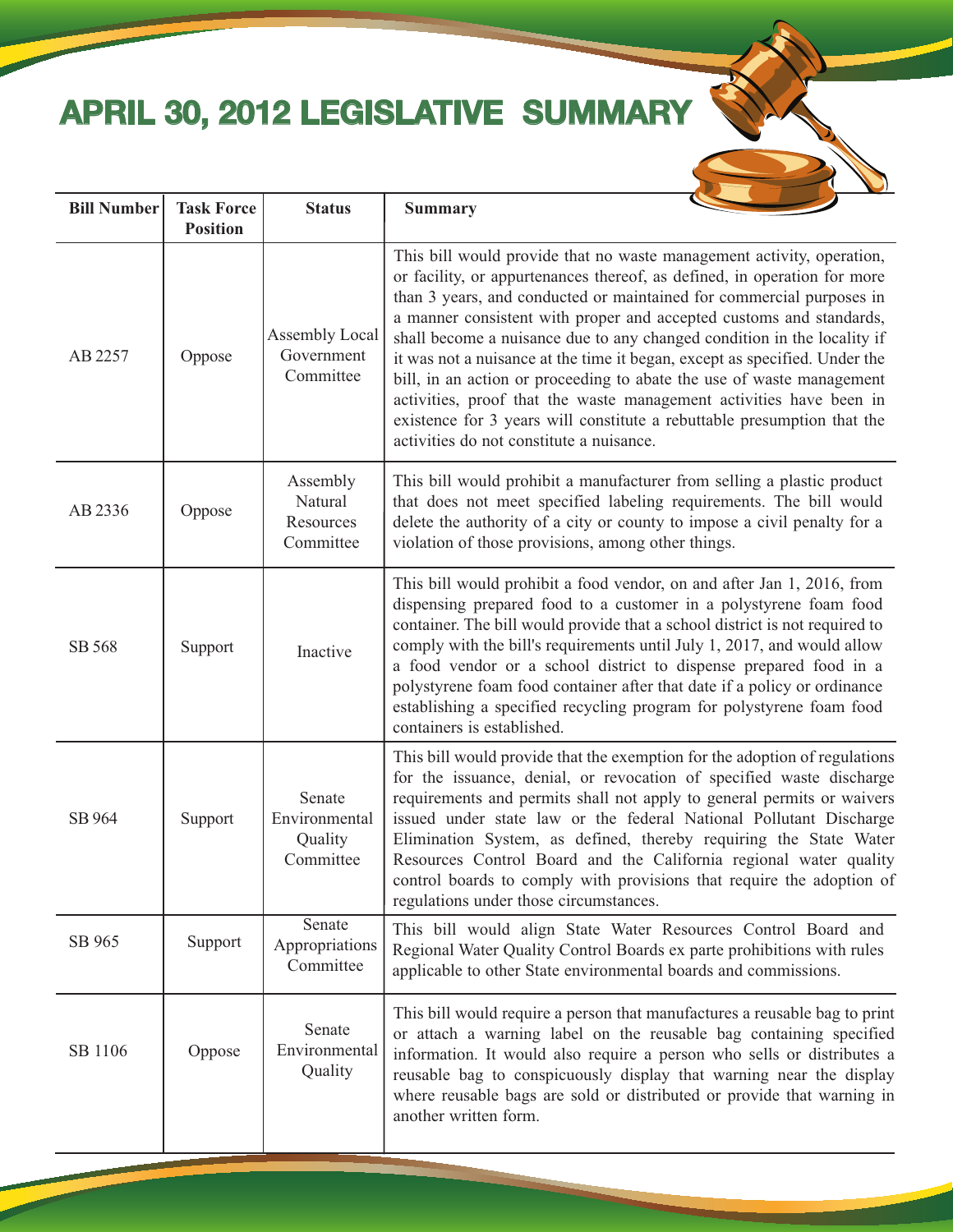# APRIL 30, 2012 LEGISLATIVE SUMMARY

| Bill Number | Task Force Position | Status | Summary |
|---|---|---|---|
| AB 2257 | Oppose | Assembly Local Government Committee | This bill would provide that no waste management activity, operation, or facility, or appurtenances thereof, as defined, in operation for more than 3 years, and conducted or maintained for commercial purposes in a manner consistent with proper and accepted customs and standards, shall become a nuisance due to any changed condition in the locality if it was not a nuisance at the time it began, except as specified. Under the bill, in an action or proceeding to abate the use of waste management activities, proof that the waste management activities have been in existence for 3 years will constitute a rebuttable presumption that the activities do not constitute a nuisance. |
| AB 2336 | Oppose | Assembly Natural Resources Committee | This bill would prohibit a manufacturer from selling a plastic product that does not meet specified labeling requirements. The bill would delete the authority of a city or county to impose a civil penalty for a violation of those provisions, among other things. |
| SB 568 | Support | Inactive | This bill would prohibit a food vendor, on and after Jan 1, 2016, from dispensing prepared food to a customer in a polystyrene foam food container. The bill would provide that a school district is not required to comply with the bill's requirements until July 1, 2017, and would allow a food vendor or a school district to dispense prepared food in a polystyrene foam food container after that date if a policy or ordinance establishing a specified recycling program for polystyrene foam food containers is established. |
| SB 964 | Support | Senate Environmental Quality Committee | This bill would provide that the exemption for the adoption of regulations for the issuance, denial, or revocation of specified waste discharge requirements and permits shall not apply to general permits or waivers issued under state law or the federal National Pollutant Discharge Elimination System, as defined, thereby requiring the State Water Resources Control Board and the California regional water quality control boards to comply with provisions that require the adoption of regulations under those circumstances. |
| SB 965 | Support | Senate Appropriations Committee | This bill would align State Water Resources Control Board and Regional Water Quality Control Boards ex parte prohibitions with rules applicable to other State environmental boards and commissions. |
| SB 1106 | Oppose | Senate Environmental Quality | This bill would require a person that manufactures a reusable bag to print or attach a warning label on the reusable bag containing specified information. It would also require a person who sells or distributes a reusable bag to conspicuously display that warning near the display where reusable bags are sold or distributed or provide that warning in another written form. |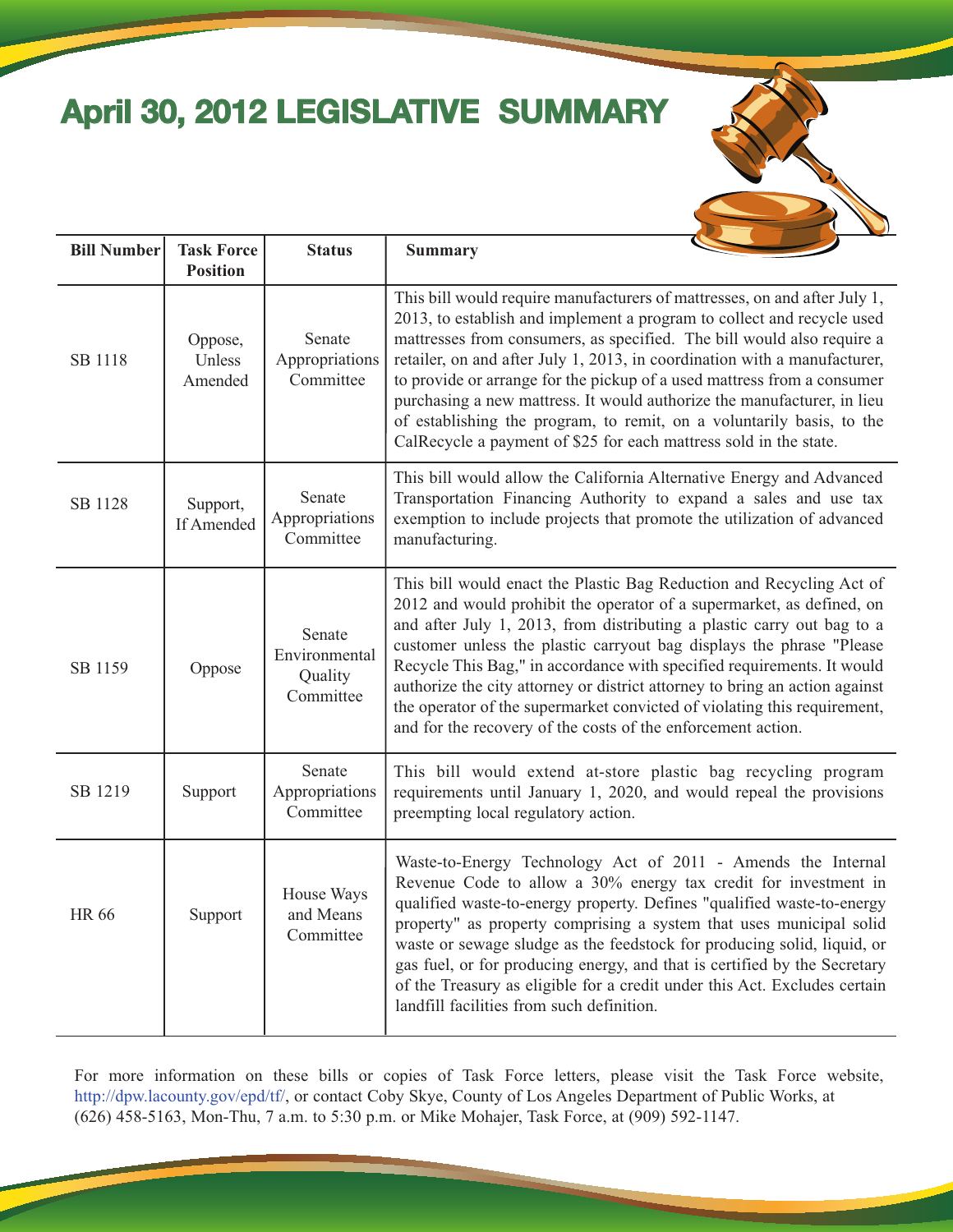# April 30, 2012 LEGISLATIVE SUMMARY

| Bill Number | Task Force Position | Status | Summary |
|---|---|---|---|
| SB 1118 | Oppose, Unless Amended | Senate Appropriations Committee | This bill would require manufacturers of mattresses, on and after July 1, 2013, to establish and implement a program to collect and recycle used mattresses from consumers, as specified. The bill would also require a retailer, on and after July 1, 2013, in coordination with a manufacturer, to provide or arrange for the pickup of a used mattress from a consumer purchasing a new mattress. It would authorize the manufacturer, in lieu of establishing the program, to remit, on a voluntarily basis, to the CalRecycle a payment of $25 for each mattress sold in the state. |
| SB 1128 | Support, If Amended | Senate Appropriations Committee | This bill would allow the California Alternative Energy and Advanced Transportation Financing Authority to expand a sales and use tax exemption to include projects that promote the utilization of advanced manufacturing. |
| SB 1159 | Oppose | Senate Environmental Quality Committee | This bill would enact the Plastic Bag Reduction and Recycling Act of 2012 and would prohibit the operator of a supermarket, as defined, on and after July 1, 2013, from distributing a plastic carry out bag to a customer unless the plastic carryout bag displays the phrase "Please Recycle This Bag," in accordance with specified requirements. It would authorize the city attorney or district attorney to bring an action against the operator of the supermarket convicted of violating this requirement, and for the recovery of the costs of the enforcement action. |
| SB 1219 | Support | Senate Appropriations Committee | This bill would extend at-store plastic bag recycling program requirements until January 1, 2020, and would repeal the provisions preempting local regulatory action. |
| HR 66 | Support | House Ways and Means Committee | Waste-to-Energy Technology Act of 2011 - Amends the Internal Revenue Code to allow a 30% energy tax credit for investment in qualified waste-to-energy property. Defines "qualified waste-to-energy property" as property comprising a system that uses municipal solid waste or sewage sludge as the feedstock for producing solid, liquid, or gas fuel, or for producing energy, and that is certified by the Secretary of the Treasury as eligible for a credit under this Act. Excludes certain landfill facilities from such definition. |

For more information on these bills or copies of Task Force letters, please visit the Task Force website, http://dpw.lacounty.gov/epd/tf/, or contact Coby Skye, County of Los Angeles Department of Public Works, at (626) 458-5163, Mon-Thu, 7 a.m. to 5:30 p.m. or Mike Mohajer, Task Force, at (909) 592-1147.